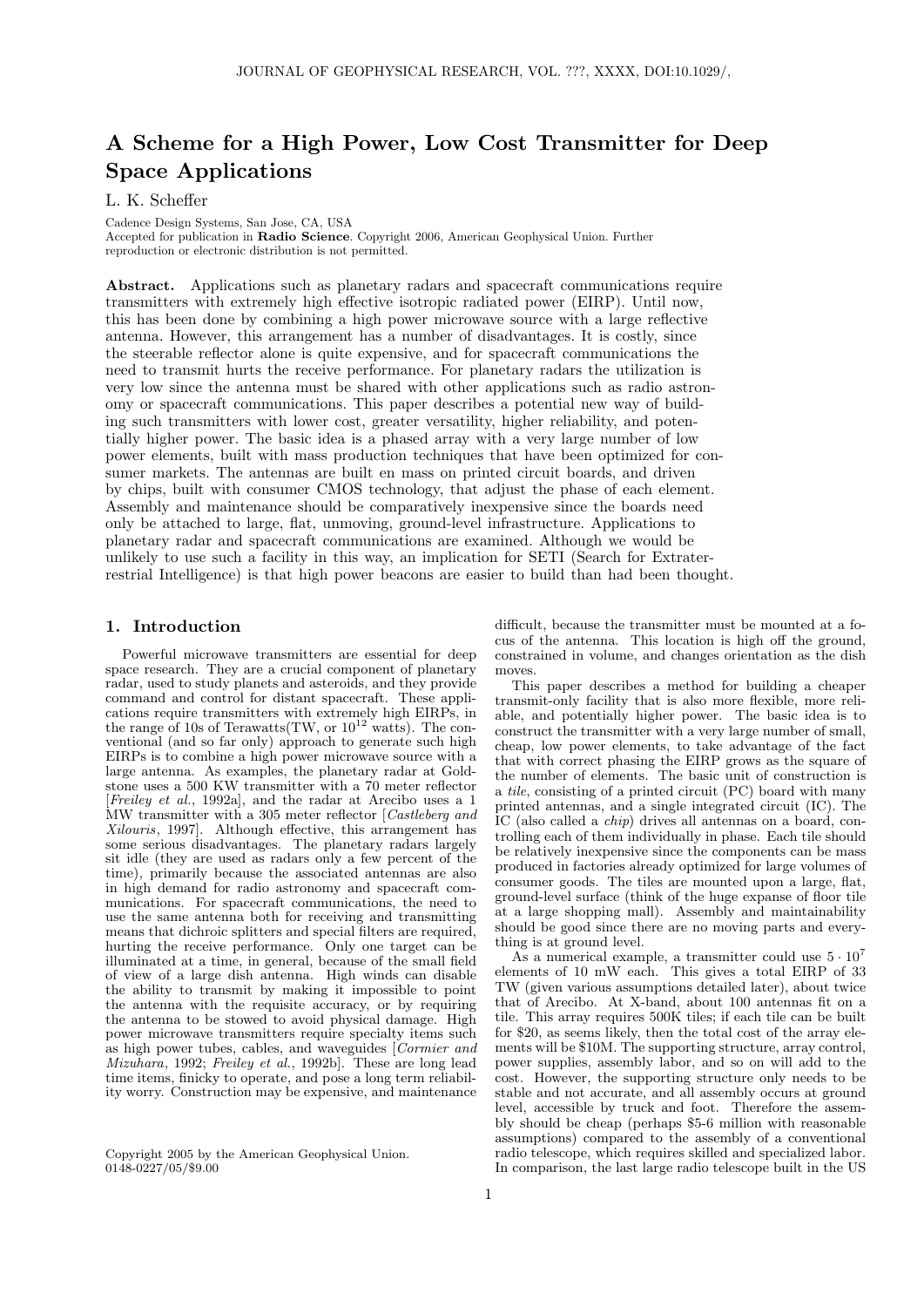# A Scheme for a High Power, Low Cost Transmitter for Deep Space Applications

L. K. Scheffer

Cadence Design Systems, San Jose, CA, USA

Accepted for publication in **Radio Science**. Copyright 2006, American Geophysical Union. Further reproduction or electronic distribution is not permitted.

**Abstract.** Applications such as planetary radars and spacecraft communications require transmitters with extremely high effective isotropic radiated power (EIRP). Until now, this has been done by combining a high power microwave source with a large reflective antenna. However, this arrangement has a number of disadvantages. It is costly, since the steerable reflector alone is quite expensive, and for spacecraft communications the need to transmit hurts the receive performance. For planetary radars the utilization is very low since the antenna must be shared with other applications such as radio astronomy or spacecraft communications. This paper describes a potential new way of building such transmitters with lower cost, greater versatility, higher reliability, and potentially higher power. The basic idea is a phased array with a very large number of low power elements, built with mass production techniques that have been optimized for consumer markets. The antennas are built en mass on printed circuit boards, and driven by chips, built with consumer CMOS technology, that adjust the phase of each element. Assembly and maintenance should be comparatively inexpensive since the boards need only be attached to large, flat, unmoving, ground-level infrastructure. Applications to planetary radar and spacecraft communications are examined. Although we would be unlikely to use such a facility in this way, an implication for SETI (Search for Extraterrestrial Intelligence) is that high power beacons are easier to build than had been thought.

## 1. Introduction

Powerful microwave transmitters are essential for deep space research. They are a crucial component of planetary radar, used to study planets and asteroids, and they provide command and control for distant spacecraft. These applications require transmitters with extremely high EIRPs, in the range of 10s of Terawatts(TW, or $10^{12}$ watts). The conventional (and so far only) approach to generate such high EIRPs is to combine a high power microwave source with a large antenna. As examples, the planetary radar at Goldstone uses a 500 KW transmitter with a 70 meter reflector [*Freiley et al.*, 1992a], and the radar at Arecibo uses a 1 MW transmitter with a 305 meter reflector [*Castleberg and Xilouris*, 1997]. Although effective, this arrangement has some serious disadvantages. The planetary radars largely sit idle (they are used as radars only a few percent of the time), primarily because the associated antennas are also in high demand for radio astronomy and spacecraft communications. For spacecraft communications, the need to use the same antenna both for receiving and transmitting means that dichroic splitters and special filters are required, hurting the receive performance. Only one target can be illuminated at a time, in general, because of the small field of view of a large dish antenna. High winds can disable the ability to transmit by making it impossible to point the antenna with the requisite accuracy, or by requiring the antenna to be stowed to avoid physical damage. High power microwave transmitters require specialty items such as high power tubes, cables, and waveguides [*Cormier and Mizuhara*, 1992; *Freiley et al.*, 1992b]. These are long lead time items, finicky to operate, and pose a long term reliability worry. Construction may be expensive, and maintenance difficult, because the transmitter must be mounted at a focus of the antenna. This location is high off the ground, constrained in volume, and changes orientation as the dish moves.

This paper describes a method for building a cheaper transmit-only facility that is also more flexible, more reliable, and potentially higher power. The basic idea is to construct the transmitter with a very large number of small, cheap, low power elements, to take advantage of the fact that with correct phasing the EIRP grows as the square of the number of elements. The basic unit of construction is a *tile*, consisting of a printed circuit (PC) board with many printed antennas, and a single integrated circuit (IC). The IC (also called a *chip*) drives all antennas on a board, controlling each of them individually in phase. Each tile should be relatively inexpensive since the components can be mass produced in factories already optimized for large volumes of consumer goods. The tiles are mounted upon a large, flat, ground-level surface (think of the huge expanse of floor tile at a large shopping mall). Assembly and maintainability should be good since there are no moving parts and everything is at ground level.

As a numerical example, a transmitter could use $5 \cdot 10^7$ elements of 10 mW each. This gives a total EIRP of 33 TW (given various assumptions detailed later), about twice that of Arecibo. At X-band, about 100 antennas fit on a tile. This array requires 500K tiles; if each tile can be built for \$20, as seems likely, then the total cost of the array elements will be \$10M. The supporting structure, array control, power supplies, assembly labor, and so on will add to the cost. However, the supporting structure only needs to be stable and not accurate, and all assembly occurs at ground level, accessible by truck and foot. Therefore the assembly should be cheap (perhaps \$5-6 million with reasonable assumptions) compared to the assembly of a conventional radio telescope, which requires skilled and specialized labor. In comparison, the last large radio telescope built in the US

Copyright 2005 by the American Geophysical Union.
0148-0227/05/\$9.00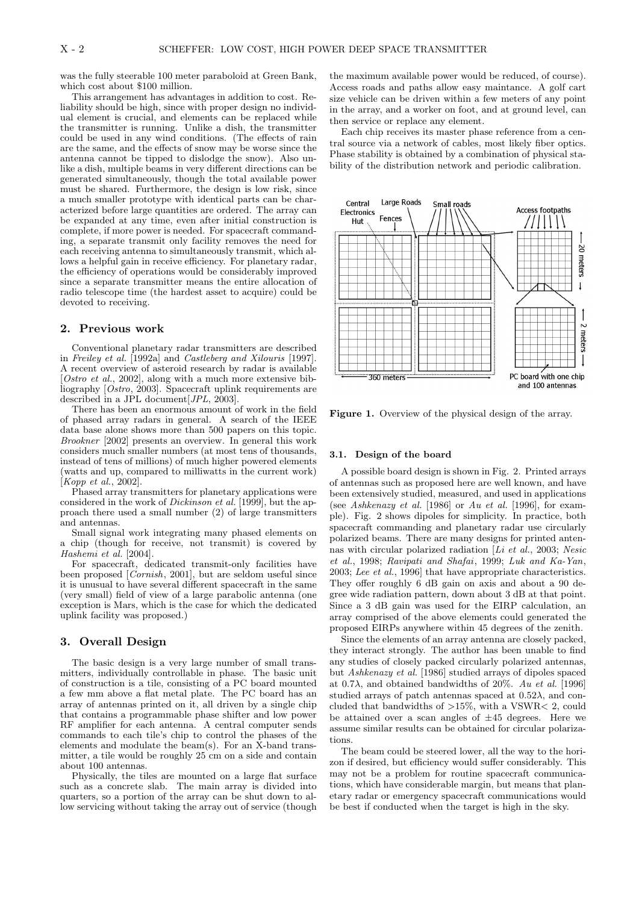was the fully steerable 100 meter paraboloid at Green Bank, which cost about $100 million.

This arrangement has advantages in addition to cost. Reliability should be high, since with proper design no individual element is crucial, and elements can be replaced while the transmitter is running. Unlike a dish, the transmitter could be used in any wind conditions. (The effects of rain are the same, and the effects of snow may be worse since the antenna cannot be tipped to dislodge the snow). Also unlike a dish, multiple beams in very different directions can be generated simultaneously, though the total available power must be shared. Furthermore, the design is low risk, since a much smaller prototype with identical parts can be characterized before large quantities are ordered. The array can be expanded at any time, even after initial construction is complete, if more power is needed. For spacecraft commanding, a separate transmit only facility removes the need for each receiving antenna to simultaneously transmit, which allows a helpful gain in receive efficiency. For planetary radar, the efficiency of operations would be considerably improved since a separate transmitter means the entire allocation of radio telescope time (the hardest asset to acquire) could be devoted to receiving.

## 2. Previous work

Conventional planetary radar transmitters are described in *Freiley et al.* [1992a] and *Castleberg and Xilouris* [1997]. A recent overview of asteroid research by radar is available [*Ostro et al.*, 2002], along with a much more extensive bibliography [*Ostro*, 2003]. Spacecraft uplink requirements are described in a JPL document[*JPL*, 2003].

There has been an enormous amount of work in the field of phased array radars in general. A search of the IEEE data base alone shows more than 500 papers on this topic. *Brookner* [2002] presents an overview. In general this work considers much smaller numbers (at most tens of thousands, instead of tens of millions) of much higher powered elements (watts and up, compared to milliwatts in the current work) [*Kopp et al.*, 2002].

Phased array transmitters for planetary applications were considered in the work of *Dickinson et al.* [1999], but the approach there used a small number (2) of large transmitters and antennas.

Small signal work integrating many phased elements on a chip (though for receive, not transmit) is covered by *Hashemi et al.* [2004].

For spacecraft, dedicated transmit-only facilities have been proposed [*Cornish*, 2001], but are seldom useful since it is unusual to have several different spacecraft in the same (very small) field of view of a large parabolic antenna (one exception is Mars, which is the case for which the dedicated uplink facility was proposed.)

## 3. Overall Design

The basic design is a very large number of small transmitters, individually controllable in phase. The basic unit of construction is a tile, consisting of a PC board mounted a few mm above a flat metal plate. The PC board has an array of antennas printed on it, all driven by a single chip that contains a programmable phase shifter and low power RF amplifier for each antenna. A central computer sends commands to each tile's chip to control the phases of the elements and modulate the beam(s). For an X-band transmitter, a tile would be roughly 25 cm on a side and contain about 100 antennas.

Physically, the tiles are mounted on a large flat surface such as a concrete slab. The main array is divided into quarters, so a portion of the array can be shut down to allow servicing without taking the array out of service (though the maximum available power would be reduced, of course). Access roads and paths allow easy maintance. A golf cart size vehicle can be driven within a few meters of any point in the array, and a worker on foot, and at ground level, can then service or replace any element.

Each chip receives its master phase reference from a central source via a network of cables, most likely fiber optics. Phase stability is obtained by a combination of physical stability of the distribution network and periodic calibration.

**Figure 1.** Overview of the physical design of the array.

### 3.1. Design of the board

A possible board design is shown in Fig. 2. Printed arrays of antennas such as proposed here are well known, and have been extensively studied, measured, and used in applications (see *Ashkenazy et al.* [1986] or *Au et al.* [1996], for example). Fig. 2 shows dipoles for simplicity. In practice, both spacecraft commanding and planetary radar use circularly polarized beams. There are many designs for printed antennas with circular polarized radiation [*Li et al.*, 2003; *Nesic et al.*, 1998; *Ravipati and Shafai*, 1999; *Luk and Ka-Yan*, 2003; *Lee et al.*, 1996] that have appropriate characteristics. They offer roughly 6 dB gain on axis and about a 90 degree wide radiation pattern, down about 3 dB at that point. Since a 3 dB gain was used for the EIRP calculation, an array comprised of the above elements could generated the proposed EIRPs anywhere within 45 degrees of the zenith.

Since the elements of an array antenna are closely packed, they interact strongly. The author has been unable to find any studies of closely packed circularly polarized antennas, but *Ashkenazy et al.* [1986] studied arrays of dipoles spaced at $0.7\lambda$, and obtained bandwidths of 20%. *Au et al.* [1996] studied arrays of patch antennas spaced at $0.52\lambda$, and concluded that bandwidths of >15%, with a VSWR< 2, could be attained over a scan angles of $\pm 45$ degrees. Here we assume similar results can be obtained for circular polarizations.

The beam could be steered lower, all the way to the horizon if desired, but efficiency would suffer considerably. This may not be a problem for routine spacecraft communications, which have considerable margin, but means that planetary radar or emergency spacecraft communications would be best if conducted when the target is high in the sky.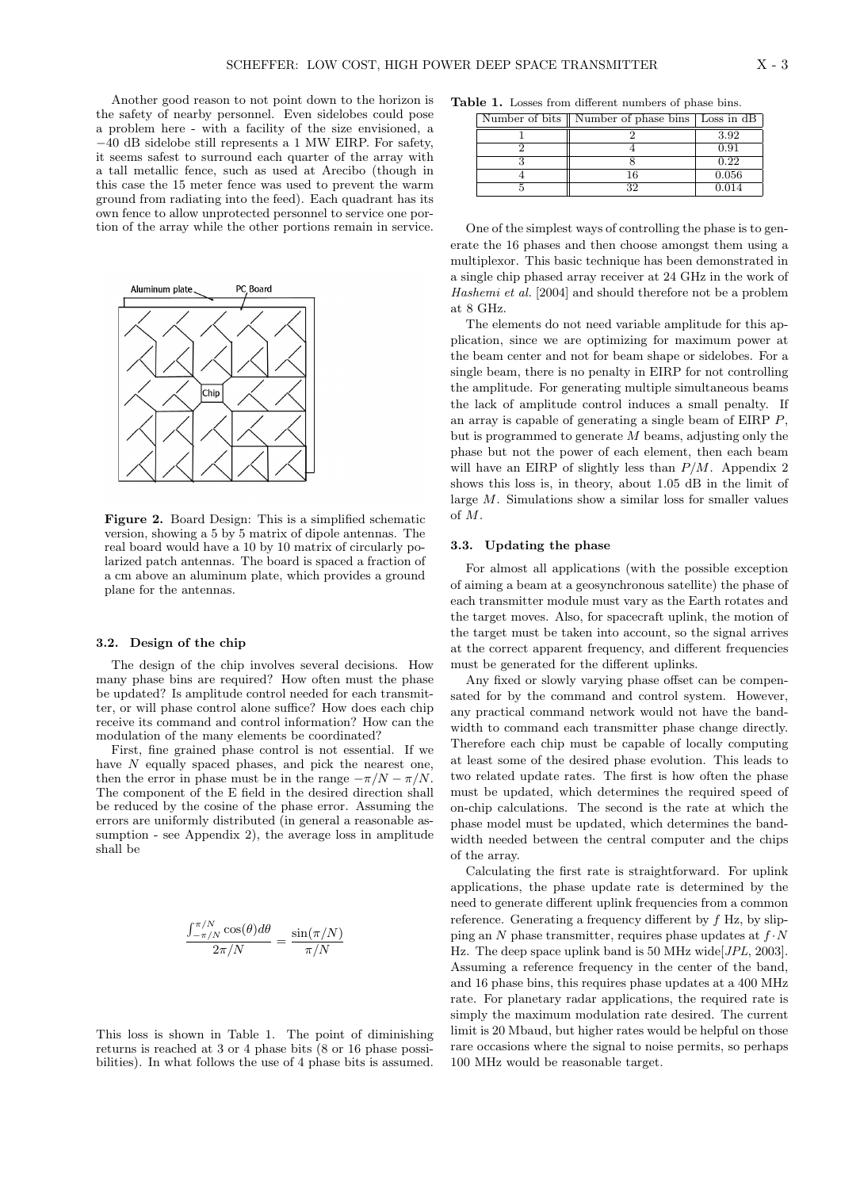Another good reason to not point down to the horizon is the safety of nearby personnel. Even sidelobes could pose a problem here - with a facility of the size envisioned, a −40 dB sidelobe still represents a 1 MW EIRP. For safety, it seems safest to surround each quarter of the array with a tall metallic fence, such as used at Arecibo (though in this case the 15 meter fence was used to prevent the warm ground from radiating into the feed). Each quadrant has its own fence to allow unprotected personnel to service one portion of the array while the other portions remain in service.

**Figure 2.** Board Design: This is a simplified schematic version, showing a 5 by 5 matrix of dipole antennas. The real board would have a 10 by 10 matrix of circularly polarized patch antennas. The board is spaced a fraction of a cm above an aluminum plate, which provides a ground plane for the antennas.

### 3.2. Design of the chip

The design of the chip involves several decisions. How many phase bins are required? How often must the phase be updated? Is amplitude control needed for each transmitter, or will phase control alone suffice? How does each chip receive its command and control information? How can the modulation of the many elements be coordinated?

First, fine grained phase control is not essential. If we have $N$ equally spaced phases, and pick the nearest one, then the error in phase must be in the range $-\pi/N - \pi/N$. The component of the E field in the desired direction shall be reduced by the cosine of the phase error. Assuming the errors are uniformly distributed (in general a reasonable assumption - see Appendix 2), the average loss in amplitude shall be

$$\frac{\int_{-\pi/N}^{\pi/N} \cos(\theta) d\theta}{2\pi/N} = \frac{\sin(\pi/N)}{\pi/N}$$

This loss is shown in Table 1. The point of diminishing returns is reached at 3 or 4 phase bits (8 or 16 phase possibilities). In what follows the use of 4 phase bits is assumed.

**Table 1.** Losses from different numbers of phase bins.

| Number of bits | Number of phase bins | Loss in dB |
|---|---|---|
| 1 | 2 | 3.92 |
| 2 | 4 | 0.91 |
| 3 | 8 | 0.22 |
| 4 | 16 | 0.056 |
| 5 | 32 | 0.014 |

One of the simplest ways of controlling the phase is to generate the 16 phases and then choose amongst them using a multiplexor. This basic technique has been demonstrated in a single chip phased array receiver at 24 GHz in the work of *Hashemi et al.* [2004] and should therefore not be a problem at 8 GHz.

The elements do not need variable amplitude for this application, since we are optimizing for maximum power at the beam center and not for beam shape or sidelobes. For a single beam, there is no penalty in EIRP for not controlling the amplitude. For generating multiple simultaneous beams the lack of amplitude control induces a small penalty. If an array is capable of generating a single beam of EIRP $P$, but is programmed to generate $M$ beams, adjusting only the phase but not the power of each element, then each beam will have an EIRP of slightly less than $P/M$. Appendix 2 shows this loss is, in theory, about 1.05 dB in the limit of large $M$. Simulations show a similar loss for smaller values of $M$.

### 3.3. Updating the phase

For almost all applications (with the possible exception of aiming a beam at a geosynchronous satellite) the phase of each transmitter module must vary as the Earth rotates and the target moves. Also, for spacecraft uplink, the motion of the target must be taken into account, so the signal arrives at the correct apparent frequency, and different frequencies must be generated for the different uplinks.

Any fixed or slowly varying phase offset can be compensated for by the command and control system. However, any practical command network would not have the bandwidth to command each transmitter phase change directly. Therefore each chip must be capable of locally computing at least some of the desired phase evolution. This leads to two related update rates. The first is how often the phase must be updated, which determines the required speed of on-chip calculations. The second is the rate at which the phase model must be updated, which determines the bandwidth needed between the central computer and the chips of the array.

Calculating the first rate is straightforward. For uplink applications, the phase update rate is determined by the need to generate different uplink frequencies from a common reference. Generating a frequency different by $f$ Hz, by slipping an $N$ phase transmitter, requires phase updates at $f \cdot N$ Hz. The deep space uplink band is 50 MHz wide[*JPL*, 2003]. Assuming a reference frequency in the center of the band, and 16 phase bins, this requires phase updates at a 400 MHz rate. For planetary radar applications, the required rate is simply the maximum modulation rate desired. The current limit is 20 Mbaud, but higher rates would be helpful on those rare occasions where the signal to noise permits, so perhaps 100 MHz would be reasonable target.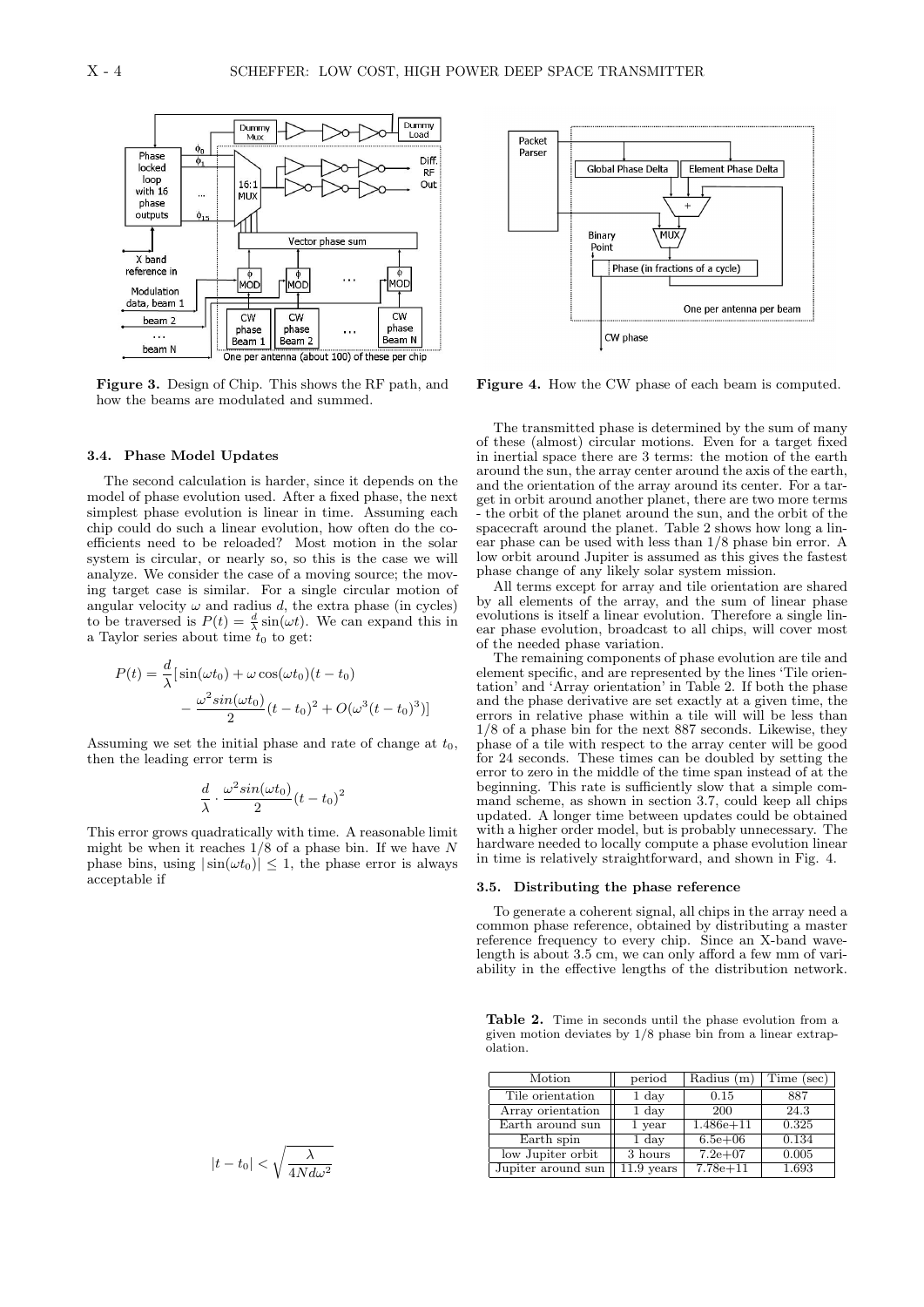Figure 3. Design of Chip. This shows the RF path, and how the beams are modulated and summed.

Figure 4. How the CW phase of each beam is computed.

### 3.4. Phase Model Updates

The second calculation is harder, since it depends on the model of phase evolution used. After a fixed phase, the next simplest phase evolution is linear in time. Assuming each chip could do such a linear evolution, how often do the coefficients need to be reloaded? Most motion in the solar system is circular, or nearly so, so this is the case we will analyze. We consider the case of a moving source; the moving target case is similar. For a single circular motion of angular velocity $\omega$ and radius $d$, the extra phase (in cycles) to be traversed is $P(t) = \frac{d}{\lambda}\sin(\omega t)$. We can expand this in a Taylor series about time $t_0$ to get:

$$P(t) = \frac{d}{\lambda}[\sin(\omega t_0) + \omega\cos(\omega t_0)(t - t_0) - \frac{\omega^2 sin(\omega t_0)}{2}(t - t_0)^2 + O(\omega^3(t - t_0)^3)]$$

Assuming we set the initial phase and rate of change at $t_0$, then the leading error term is

$$\frac{d}{\lambda} \cdot \frac{\omega^2 sin(\omega t_0)}{2}(t - t_0)^2$$

This error grows quadratically with time. A reasonable limit might be when it reaches 1/8 of a phase bin. If we have $N$ phase bins, using $|\sin(\omega t_0)| \leq 1$, the phase error is always acceptable if

$$|t - t_0| < \sqrt{\frac{\lambda}{4Nd\omega^2}}$$

The transmitted phase is determined by the sum of many of these (almost) circular motions. Even for a target fixed in inertial space there are 3 terms: the motion of the earth around the sun, the array center around the axis of the earth, and the orientation of the array around its center. For a target in orbit around another planet, there are two more terms - the orbit of the planet around the sun, and the orbit of the spacecraft around the planet. Table 2 shows how long a linear phase can be used with less than 1/8 phase bin error. A low orbit around Jupiter is assumed as this gives the fastest phase change of any likely solar system mission.

All terms except for array and tile orientation are shared by all elements of the array, and the sum of linear phase evolutions is itself a linear evolution. Therefore a single linear phase evolution, broadcast to all chips, will cover most of the needed phase variation.

The remaining components of phase evolution are tile and element specific, and are represented by the lines 'Tile orientation' and 'Array orientation' in Table 2. If both the phase and the phase derivative are set exactly at a given time, the errors in relative phase within a tile will will be less than 1/8 of a phase bin for the next 887 seconds. Likewise, they phase of a tile with respect to the array center will be good for 24 seconds. These times can be doubled by setting the error to zero in the middle of the time span instead of at the beginning. This rate is sufficiently slow that a simple command scheme, as shown in section 3.7, could keep all chips updated. A longer time between updates could be obtained with a higher order model, but is probably unnecessary. The hardware needed to locally compute a phase evolution linear in time is relatively straightforward, and shown in Fig. 4.

### 3.5. Distributing the phase reference

To generate a coherent signal, all chips in the array need a common phase reference, obtained by distributing a master reference frequency to every chip. Since an X-band wavelength is about 3.5 cm, we can only afford a few mm of variability in the effective lengths of the distribution network.

**Table 2.** Time in seconds until the phase evolution from a given motion deviates by 1/8 phase bin from a linear extrapolation.

| Motion | period | Radius (m) | Time (sec) |
|---|---|---|---|
| Tile orientation | 1 day | 0.15 | 887 |
| Array orientation | 1 day | 200 | 24.3 |
| Earth around sun | 1 year | 1.486e+11 | 0.325 |
| Earth spin | 1 day | 6.5e+06 | 0.134 |
| low Jupiter orbit | 3 hours | 7.2e+07 | 0.005 |
| Jupiter around sun | 11.9 years | 7.78e+11 | 1.693 |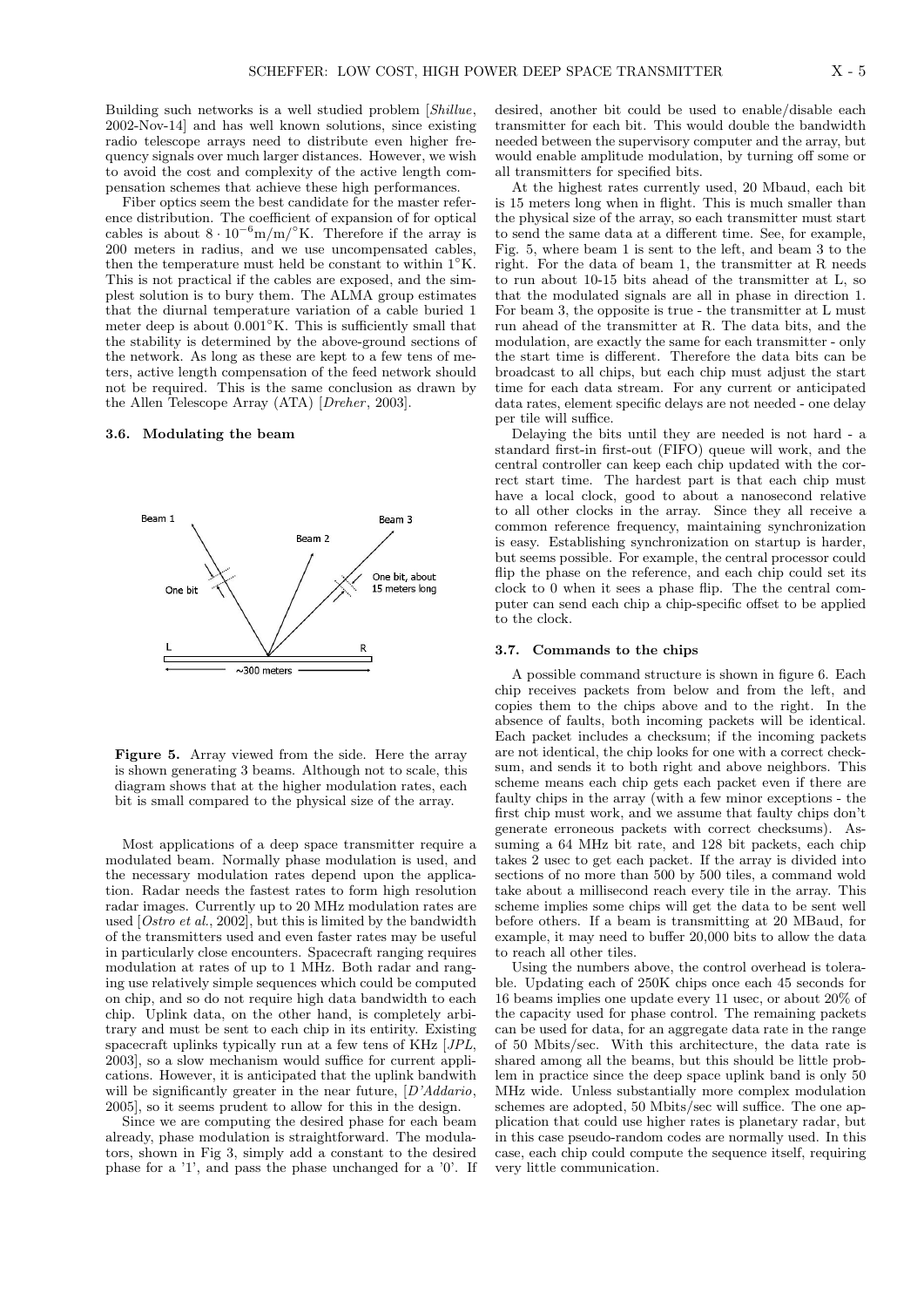Building such networks is a well studied problem [*Shillue*, 2002-Nov-14] and has well known solutions, since existing radio telescope arrays need to distribute even higher frequency signals over much larger distances. However, we wish to avoid the cost and complexity of the active length compensation schemes that achieve these high performances.

Fiber optics seem the best candidate for the master reference distribution. The coefficient of expansion of for optical cables is about $8 \cdot 10^{-6}$m/m/°K. Therefore if the array is 200 meters in radius, and we use uncompensated cables, then the temperature must held be constant to within 1°K. This is not practical if the cables are exposed, and the simplest solution is to bury them. The ALMA group estimates that the diurnal temperature variation of a cable buried 1 meter deep is about 0.001°K. This is sufficiently small that the stability is determined by the above-ground sections of the network. As long as these are kept to a few tens of meters, active length compensation of the feed network should not be required. This is the same conclusion as drawn by the Allen Telescope Array (ATA) [*Dreher*, 2003].

### 3.6. Modulating the beam

**Figure 5.** Array viewed from the side. Here the array is shown generating 3 beams. Although not to scale, this diagram shows that at the higher modulation rates, each bit is small compared to the physical size of the array.

Most applications of a deep space transmitter require a modulated beam. Normally phase modulation is used, and the necessary modulation rates depend upon the application. Radar needs the fastest rates to form high resolution radar images. Currently up to 20 MHz modulation rates are used [*Ostro et al.*, 2002], but this is limited by the bandwidth of the transmitters used and even faster rates may be useful in particularly close encounters. Spacecraft ranging requires modulation at rates of up to 1 MHz. Both radar and ranging use relatively simple sequences which could be computed on chip, and so do not require high data bandwidth to each chip. Uplink data, on the other hand, is completely arbitrary and must be sent to each chip in its entirity. Existing spacecraft uplinks typically run at a few tens of KHz [*JPL*, 2003], so a slow mechanism would suffice for current applications. However, it is anticipated that the uplink bandwith will be significantly greater in the near future, [*D'Addario*, 2005], so it seems prudent to allow for this in the design.

Since we are computing the desired phase for each beam already, phase modulation is straightforward. The modulators, shown in Fig 3, simply add a constant to the desired phase for a '1', and pass the phase unchanged for a '0'. If desired, another bit could be used to enable/disable each transmitter for each bit. This would double the bandwidth needed between the supervisory computer and the array, but would enable amplitude modulation, by turning off some or all transmitters for specified bits.

At the highest rates currently used, 20 Mbaud, each bit is 15 meters long when in flight. This is much smaller than the physical size of the array, so each transmitter must start to send the same data at a different time. See, for example, Fig. 5, where beam 1 is sent to the left, and beam 3 to the right. For the data of beam 1, the transmitter at R needs to run about 10-15 bits ahead of the transmitter at L, so that the modulated signals are all in phase in direction 1. For beam 3, the opposite is true - the transmitter at L must run ahead of the transmitter at R. The data bits, and the modulation, are exactly the same for each transmitter - only the start time is different. Therefore the data bits can be broadcast to all chips, but each chip must adjust the start time for each data stream. For any current or anticipated data rates, element specific delays are not needed - one delay per tile will suffice.

Delaying the bits until they are needed is not hard - a standard first-in first-out (FIFO) queue will work, and the central controller can keep each chip updated with the correct start time. The hardest part is that each chip must have a local clock, good to about a nanosecond relative to all other clocks in the array. Since they all receive a common reference frequency, maintaining synchronization is easy. Establishing synchronization on startup is harder, but seems possible. For example, the central processor could flip the phase on the reference, and each chip could set its clock to 0 when it sees a phase flip. The central computer can send each chip a chip-specific offset to be applied to the clock.

### 3.7. Commands to the chips

A possible command structure is shown in figure 6. Each chip receives packets from below and from the left, and copies them to the chips above and to the right. In the absence of faults, both incoming packets will be identical. Each packet includes a checksum; if the incoming packets are not identical, the chip looks for one with a correct checksum, and sends it to both right and above neighbors. This scheme means each chip gets each packet even if there are faulty chips in the array (with a few minor exceptions - the first chip must work, and we assume that faulty chips don't generate erroneous packets with correct checksums). Assuming a 64 MHz bit rate, and 128 bit packets, each chip takes 2 usec to get each packet. If the array is divided into sections of no more than 500 by 500 tiles, a command wold take about a millisecond reach every tile in the array. This scheme implies some chips will get the data to be sent well before others. If a beam is transmitting at 20 MBaud, for example, it may need to buffer 20,000 bits to allow the data to reach all other tiles.

Using the numbers above, the control overhead is tolerable. Updating each of 250K chips once each 45 seconds for 16 beams implies one update every 11 usec, or about 20% of the capacity used for phase control. The remaining packets can be used for data, for an aggregate data rate in the range of 50 Mbits/sec. With this architecture, the data rate is shared among all the beams, but this should be little problem in practice since the deep space uplink band is only 50 MHz wide. Unless substantially more complex modulation schemes are adopted, 50 Mbits/sec will suffice. The one application that could use higher rates is planetary radar, but in this case pseudo-random codes are normally used. In this case, each chip could compute the sequence itself, requiring very little communication.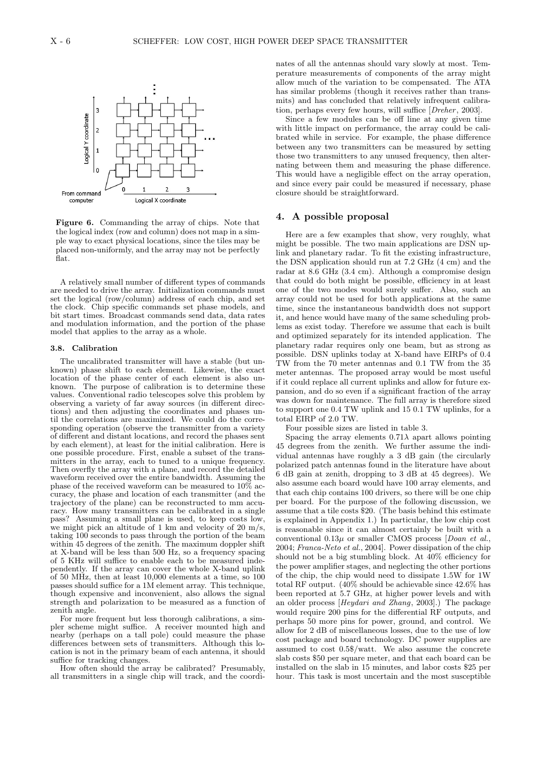**Figure 6.** Commanding the array of chips. Note that the logical index (row and column) does not map in a simple way to exact physical locations, since the tiles may be placed non-uniformly, and the array may not be perfectly flat.

A relatively small number of different types of commands are needed to drive the array. Initialization commands must set the logical (row/column) address of each chip, and set the clock. Chip specific commands set phase models, and bit start times. Broadcast commands send data, data rates and modulation information, and the portion of the phase model that applies to the array as a whole.

### 3.8. Calibration

The uncalibrated transmitter will have a stable (but unknown) phase shift to each element. Likewise, the exact location of the phase center of each element is also unknown. The purpose of calibration is to determine these values. Conventional radio telescopes solve this problem by observing a variety of far away sources (in different directions) and then adjusting the coordinates and phases until the correlations are maximized. We could do the corresponding operation (observe the transmitter from a variety of different and distant locations, and record the phases sent by each element), at least for the initial calibration. Here is one possible procedure. First, enable a subset of the transmitters in the array, each to tuned to a unique frequency. Then overfly the array with a plane, and record the detailed waveform received over the entire bandwidth. Assuming the phase of the received waveform can be measured to 10% accuracy, the phase and location of each transmitter (and the trajectory of the plane) can be reconstructed to mm accuracy. How many transmitters can be calibrated in a single pass? Assuming a small plane is used, to keep costs low, we might pick an altitude of 1 km and velocity of 20 m/s, taking 100 seconds to pass through the portion of the beam within 45 degrees of the zenith. The maximum doppler shift at X-band will be less than 500 Hz, so a frequency spacing of 5 KHz will suffice to enable each to be measured independently. If the array can cover the whole X-band uplink of 50 MHz, then at least 10,000 elements at a time, so 100 passes should suffice for a 1M element array. This technique, though expensive and inconvenient, also allows the signal strength and polarization to be measured as a function of zenith angle.

For more frequent but less thorough calibrations, a simpler scheme might suffice. A receiver mounted high and nearby (perhaps on a tall pole) could measure the phase differences between sets of transmitters. Although this location is not in the primary beam of each antenna, it should suffice for tracking changes.

How often should the array be calibrated? Presumably, all transmitters in a single chip will track, and the coordinates of all the antennas should vary slowly at most. Temperature measurements of components of the array might allow much of the variation to be compensated. The ATA has similar problems (though it receives rather than transmits) and has concluded that relatively infrequent calibration, perhaps every few hours, will suffice [*Dreher*, 2003].

Since a few modules can be off line at any given time with little impact on performance, the array could be calibrated while in service. For example, the phase difference between any two transmitters can be measured by setting those two transmitters to any unused frequency, then alternating between them and measuring the phase difference. This would have a negligible effect on the array operation, and since every pair could be measured if necessary, phase closure should be straightforward.

## 4. A possible proposal

Here are a few examples that show, very roughly, what might be possible. The two main applications are DSN uplink and planetary radar. To fit the existing infrastructure, the DSN application should run at 7.2 GHz (4 cm) and the radar at 8.6 GHz (3.4 cm). Although a compromise design that could do both might be possible, efficiency in at least one of the two modes would surely suffer. Also, such an array could not be used for both applications at the same time, since the instantaneous bandwidth does not support it, and hence would have many of the same scheduling problems as exist today. Therefore we assume that each is built and optimized separately for its intended application. The planetary radar requires only one beam, but as strong as possible. DSN uplinks today at X-band have EIRPs of 0.4 TW from the 70 meter antennas and 0.1 TW from the 35 meter antennas. The proposed array would be most useful if it could replace all current uplinks and allow for future expansion, and do so even if a significant fraction of the array was down for maintenance. The full array is therefore sized to support one 0.4 TW uplink and 15 0.1 TW uplinks, for a total EIRP of 2.0 TW.

Four possible sizes are listed in table 3.

Spacing the array elements $0.71\lambda$ apart allows pointing 45 degrees from the zenith. We further assume the individual antennas have roughly a 3 dB gain (the circularly polarized patch antennas found in the literature have about 6 dB gain at zenith, dropping to 3 dB at 45 degrees). We also assume each board would have 100 array elements, and that each chip contains 100 drivers, so there will be one chip per board. For the purpose of the following discussion, we assume that a tile costs \$20. (The basis behind this estimate is explained in Appendix 1.) In particular, the low chip cost is reasonable since it can almost certainly be built with a conventional $0.13\mu$ or smaller CMOS process [*Doan et al.*, 2004; *Franca-Neto et al.*, 2004]. Power dissipation of the chip should not be a big stumbling block. At 40% efficiency for the power amplifier stages, and neglecting the other portions of the chip, the chip would need to dissipate 1.5W for 1W total RF output. (40% should be achievable since 42.6% has been reported at 5.7 GHz, at higher power levels and with an older process [*Heydari and Zhang*, 2003].) The package would require 200 pins for the differential RF outputs, and perhaps 50 more pins for power, ground, and control. We allow for 2 dB of miscellaneous losses, due to the use of low cost package and board technology. DC power supplies are assumed to cost 0.5\$/watt. We also assume the concrete slab costs \$50 per square meter, and that each board can be installed on the slab in 15 minutes, and labor costs \$25 per hour. This task is most uncertain and the most susceptible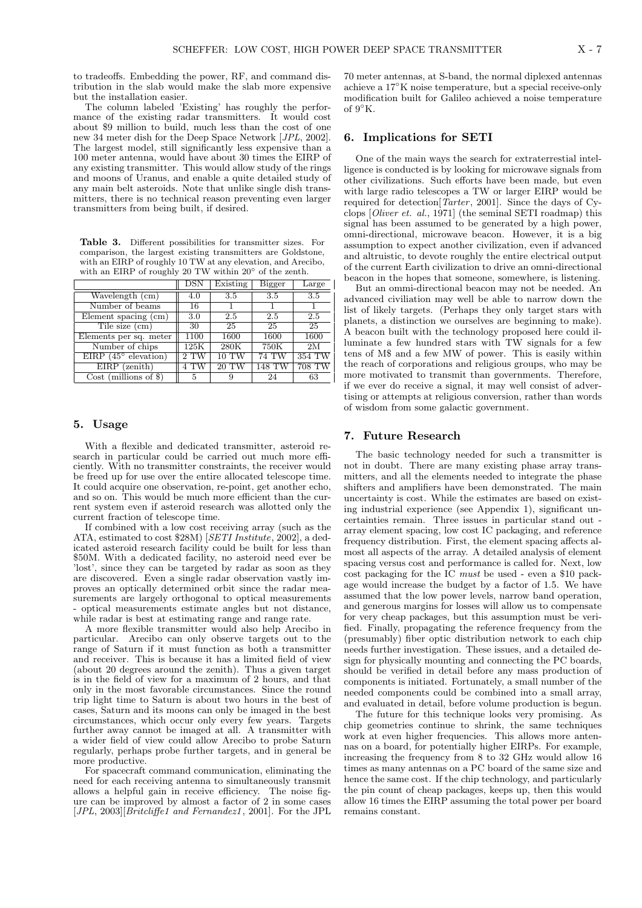to tradeoffs. Embedding the power, RF, and command distribution in the slab would make the slab more expensive but the installation easier.

The column labeled 'Existing' has roughly the performance of the existing radar transmitters. It would cost about $9 million to build, much less than the cost of one new 34 meter dish for the Deep Space Network [*JPL*, 2002]. The largest model, still significantly less expensive than a 100 meter antenna, would have about 30 times the EIRP of any existing transmitter. This would allow study of the rings and moons of Uranus, and enable a quite detailed study of any main belt asteroids. Note that unlike single dish transmitters, there is no technical reason preventing even larger transmitters from being built, if desired.

**Table 3.** Different possibilities for transmitter sizes. For comparison, the largest existing transmitters are Goldstone, with an EIRP of roughly 10 TW at any elevation, and Arecibo, with an EIRP of roughly 20 TW within 20° of the zenth.

| | DSN | Existing | Bigger | Large |
|---|---|---|---|---|
| Wavelength (cm) | 4.0 | 3.5 | 3.5 | 3.5 |
| Number of beams | 16 | 1 | 1 | 1 |
| Element spacing (cm) | 3.0 | 2.5 | 2.5 | 2.5 |
| Tile size (cm) | 30 | 25 | 25 | 25 |
| Elements per sq. meter | 1100 | 1600 | 1600 | 1600 |
| Number of chips | 125K | 280K | 750K | 2M |
| EIRP (45° elevation) | 2 TW | 10 TW | 74 TW | 354 TW |
| EIRP (zenith) | 4 TW | 20 TW | 148 TW | 708 TW |
| Cost (millions of $) | 5 | 9 | 24 | 63 |

## 5. Usage

With a flexible and dedicated transmitter, asteroid research in particular could be carried out much more efficiently. With no transmitter constraints, the receiver would be freed up for use over the entire allocated telescope time. It could acquire one observation, re-point, get another echo, and so on. This would be much more efficient than the current system even if asteroid research was allotted only the current fraction of telescope time.

If combined with a low cost receiving array (such as the ATA, estimated to cost $28M) [*SETI Institute*, 2002], a dedicated asteroid research facility could be built for less than $50M. With a dedicated facility, no asteroid need ever be 'lost', since they can be targeted by radar as soon as they are discovered. Even a single radar observation vastly improves an optically determined orbit since the radar measurements are largely orthogonal to optical measurements - optical measurements estimate angles but not distance, while radar is best at estimating range and range rate.

A more flexible transmitter would also help Arecibo in particular. Arecibo can only observe targets out to the range of Saturn if it must function as both a transmitter and receiver. This is because it has a limited field of view (about 20 degrees around the zenith). Thus a given target is in the field of view for a maximum of 2 hours, and that only in the most favorable circumstances. Since the round trip light time to Saturn is about two hours in the best of cases, Saturn and its moons can only be imaged in the best circumstances, which occur only every few years. Targets further away cannot be imaged at all. A transmitter with a wider field of view could allow Arecibo to probe Saturn regularly, perhaps probe further targets, and in general be more productive.

For spacecraft command communication, eliminating the need for each receiving antenna to simultaneously transmit allows a helpful gain in receive efficiency. The noise figure can be improved by almost a factor of 2 in some cases [*JPL*, 2003][*Britcliffe1 and Fernandez1*, 2001]. For the JPL 70 meter antennas, at S-band, the normal diplexed antennas achieve a 17°K noise temperature, but a special receive-only modification built for Galileo achieved a noise temperature of 9°K.

## 6. Implications for SETI

One of the main ways the search for extraterrestrial intelligence is conducted is by looking for microwave signals from other civilizations. Such efforts have been made, but even with large radio telescopes a TW or larger EIRP would be required for detection[*Tarter*, 2001]. Since the days of Cyclops [*Oliver et. al.*, 1971] (the seminal SETI roadmap) this signal has been assumed to be generated by a high power, omni-directional, microwave beacon. However, it is a big assumption to expect another civilization, even if advanced and altruistic, to devote roughly the entire electrical output of the current Earth civilization to drive an omni-directional beacon in the hopes that someone, somewhere, is listening.

But an ommi-directional beacon may not be needed. An advanced civiliation may well be able to narrow down the list of likely targets. (Perhaps they only target stars with planets, a distinction we ourselves are beginning to make). A beacon built with the technology proposed here could illuminate a few hundred stars with TW signals for a few tens of M$ and a few MW of power. This is easily within the reach of corporations and religious groups, who may be more motivated to transmit than governments. Therefore, if we ever do receive a signal, it may well consist of advertising or attempts at religious conversion, rather than words of wisdom from some galactic government.

## 7. Future Research

The basic technology needed for such a transmitter is not in doubt. There are many existing phase array transmitters, and all the elements needed to integrate the phase shifters and amplifiers have been demonstrated. The main uncertainty is cost. While the estimates are based on existing industrial experience (see Appendix 1), significant uncertainties remain. Three issues in particular stand out - array element spacing, low cost IC packaging, and reference frequency distribution. First, the element spacing affects almost all aspects of the array. A detailed analysis of element spacing versus cost and performance is called for. Next, low cost packaging for the IC *must* be used - even a $10 package would increase the budget by a factor of 1.5. We have assumed that the low power levels, narrow band operation, and generous margins for losses will allow us to compensate for very cheap packages, but this assumption must be verified. Finally, propagating the reference frequency from the (presumably) fiber optic distribution network to each chip needs further investigation. These issues, and a detailed design for physically mounting and connecting the PC boards, should be verified in detail before any mass production of components is initiated. Fortunately, a small number of the needed components could be combined into a small array, and evaluated in detail, before volume production is begun.

The future for this technique looks very promising. As chip geometries continue to shrink, the same techniques work at even higher frequencies. This allows more antennas on a board, for potentially higher EIRPs. For example, increasing the frequency from 8 to 32 GHz would allow 16 times as many antennas on a PC board of the same size and hence the same cost. If the chip technology, and particularly the pin count of cheap packages, keeps up, then this would allow 16 times the EIRP assuming the total power per board remains constant.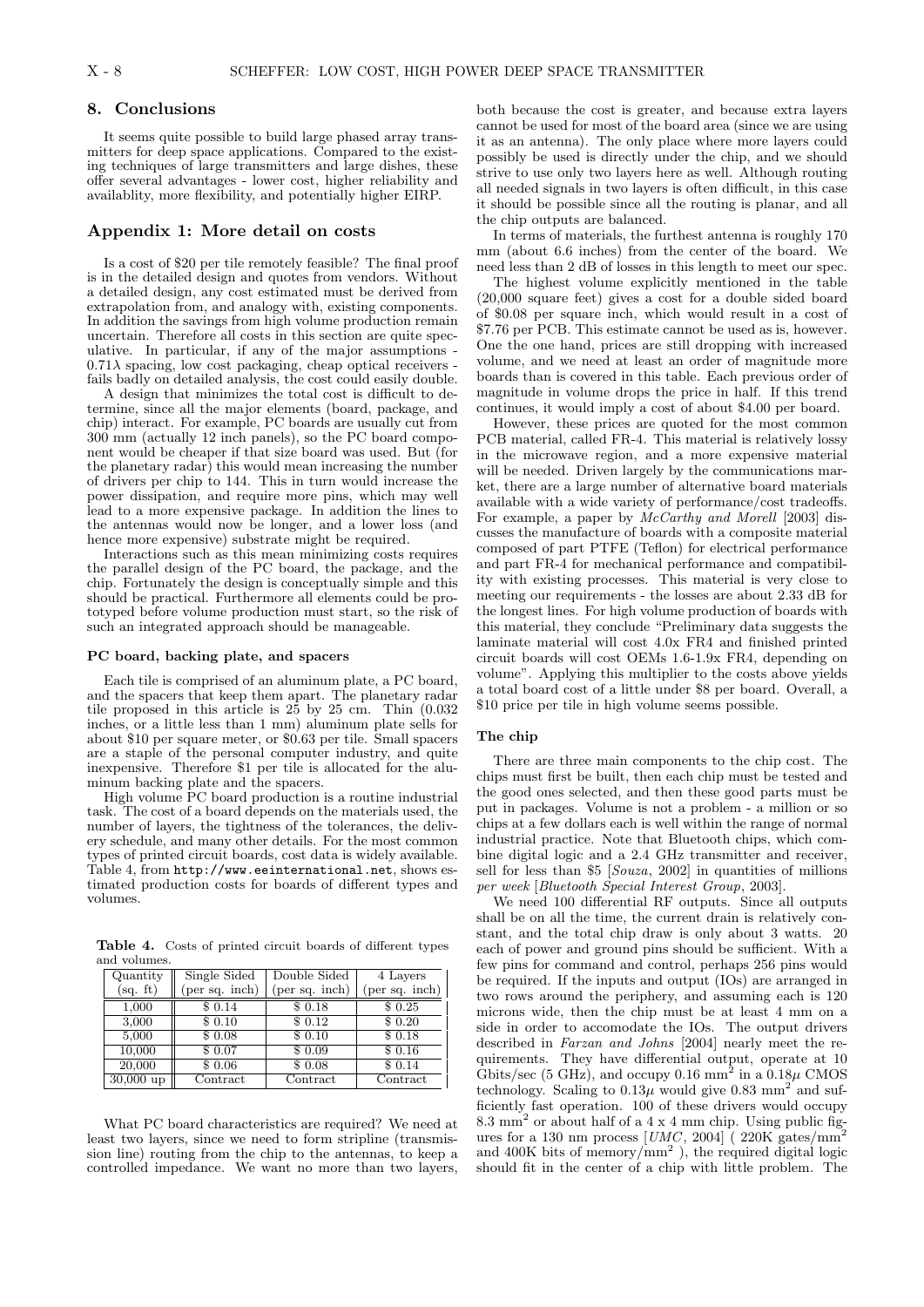## 8. Conclusions

It seems quite possible to build large phased array transmitters for deep space applications. Compared to the existing techniques of large transmitters and large dishes, these offer several advantages - lower cost, higher reliability and availablity, more flexibility, and potentially higher EIRP.

## Appendix 1: More detail on costs

Is a cost of \$20 per tile remotely feasible? The final proof is in the detailed design and quotes from vendors. Without a detailed design, any cost estimated must be derived from extrapolation from, and analogy with, existing components. In addition the savings from high volume production remain uncertain. Therefore all costs in this section are quite speculative. In particular, if any of the major assumptions - $0.71\lambda$ spacing, low cost packaging, cheap optical receivers - fails badly on detailed analysis, the cost could easily double.

A design that minimizes the total cost is difficult to determine, since all the major elements (board, package, and chip) interact. For example, PC boards are usually cut from 300 mm (actually 12 inch panels), so the PC board component would be cheaper if that size board was used. But (for the planetary radar) this would mean increasing the number of drivers per chip to 144. This in turn would increase the power dissipation, and require more pins, which may well lead to a more expensive package. In addition the lines to the antennas would now be longer, and a lower loss (and hence more expensive) substrate might be required.

Interactions such as this mean minimizing costs requires the parallel design of the PC board, the package, and the chip. Fortunately the design is conceptually simple and this should be practical. Furthermore all elements could be prototyped before volume production must start, so the risk of such an integrated approach should be manageable.

### PC board, backing plate, and spacers

Each tile is comprised of an aluminum plate, a PC board, and the spacers that keep them apart. The planetary radar tile proposed in this article is 25 by 25 cm. Thin (0.032 inches, or a little less than 1 mm) aluminum plate sells for about \$10 per square meter, or \$0.63 per tile. Small spacers are a staple of the personal computer industry, and quite inexpensive. Therefore \$1 per tile is allocated for the aluminum backing plate and the spacers.

High volume PC board production is a routine industrial task. The cost of a board depends on the materials used, the number of layers, the tightness of the tolerances, the delivery schedule, and many other details. For the most common types of printed circuit boards, cost data is widely available. Table 4, from http://www.eeinternational.net, shows estimated production costs for boards of different types and volumes.

**Table 4.** Costs of printed circuit boards of different types and volumes.

| Quantity (sq. ft) | Single Sided (per sq. inch) | Double Sided (per sq. inch) | 4 Layers (per sq. inch) |
|---|---|---|---|
| 1,000 | \$ 0.14 | \$ 0.18 | \$ 0.25 |
| 3,000 | \$ 0.10 | \$ 0.12 | \$ 0.20 |
| 5,000 | \$ 0.08 | \$ 0.10 | \$ 0.18 |
| 10,000 | \$ 0.07 | \$ 0.09 | \$ 0.16 |
| 20,000 | \$ 0.06 | \$ 0.08 | \$ 0.14 |
| 30,000 up | Contract | Contract | Contract |

What PC board characteristics are required? We need at least two layers, since we need to form stripline (transmission line) routing from the chip to the antennas, to keep a controlled impedance. We want no more than two layers, both because the cost is greater, and because extra layers cannot be used for most of the board area (since we are using it as an antenna). The only place where more layers could possibly be used is directly under the chip, and we should strive to use only two layers here as well. Although routing all needed signals in two layers is often difficult, in this case it should be possible since all the routing is planar, and all the chip outputs are balanced.

In terms of materials, the furthest antenna is roughly 170 mm (about 6.6 inches) from the center of the board. We need less than 2 dB of losses in this length to meet our spec.

The highest volume explicitly mentioned in the table (20,000 square feet) gives a cost for a double sided board of \$0.08 per square inch, which would result in a cost of \$7.76 per PCB. This estimate cannot be used as is, however. One the one hand, prices are still dropping with increased volume, and we need at least an order of magnitude more boards than is covered in this table. Each previous order of magnitude in volume drops the price in half. If this trend continues, it would imply a cost of about \$4.00 per board.

However, these prices are quoted for the most common PCB material, called FR-4. This material is relatively lossy in the microwave region, and a more expensive material will be needed. Driven largely by the communications market, there are a large number of alternative board materials available with a wide variety of performance/cost tradeoffs. For example, a paper by *McCarthy and Morell* [2003] discusses the manufacture of boards with a composite material composed of part PTFE (Teflon) for electrical performance and part FR-4 for mechanical performance and compatibility with existing processes. This material is very close to meeting our requirements - the losses are about 2.33 dB for the longest lines. For high volume production of boards with this material, they conclude "Preliminary data suggests the laminate material will cost 4.0x FR4 and finished printed circuit boards will cost OEMs 1.6-1.9x FR4, depending on volume". Applying this multiplier to the costs above yields a total board cost of a little under \$8 per board. Overall, a \$10 price per tile in high volume seems possible.

### The chip

There are three main components to the chip cost. The chips must first be built, then each chip must be tested and the good ones selected, and then these good parts must be put in packages. Volume is not a problem - a million or so chips at a few dollars each is well within the range of normal industrial practice. Note that Bluetooth chips, which combine digital logic and a 2.4 GHz transmitter and receiver, sell for less than \$5 [*Souza*, 2002] in quantities of millions *per week* [*Bluetooth Special Interest Group*, 2003].

We need 100 differential RF outputs. Since all outputs shall be on all the time, the current drain is relatively constant, and the total chip draw is only about 3 watts. 20 each of power and ground pins should be sufficient. With a few pins for command and control, perhaps 256 pins would be required. If the inputs and output (IOs) are arranged in two rows around the periphery, and assuming each is 120 microns wide, then the chip must be at least 4 mm on a side in order to accomodate the IOs. The output drivers described in *Farzan and Johns* [2004] nearly meet the requirements. They have differential output, operate at 10 Gbits/sec (5 GHz), and occupy 0.16 mm$^2$ in a $0.18\mu$ CMOS technology. Scaling to $0.13\mu$ would give 0.83 mm$^2$ and sufficiently fast operation. 100 of these drivers would occupy 8.3 mm$^2$ or about half of a 4 x 4 mm chip. Using public figures for a 130 nm process [*UMC*, 2004] ( 220K gates/mm$^2$ and 400K bits of memory/mm$^2$ ), the required digital logic should fit in the center of a chip with little problem. The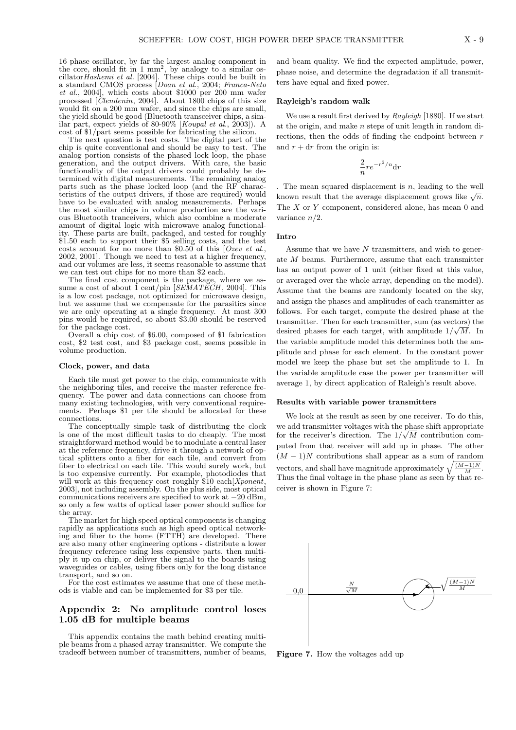16 phase oscillator, by far the largest analog component in the core, should fit in 1 mm$^2$, by analogy to a similar oscillator*Hashemi et al.* [2004]. These chips could be built in a standard CMOS process [*Doan et al.*, 2004; *Franca-Neto et al.*, 2004], which costs about $1000 per 200 mm wafer processed [*Clendenin*, 2004]. About 1800 chips of this size would fit on a 200 mm wafer, and since the chips are small, the yield should be good (Bluetooth transceiver chips, a similar part, expect yields of 80-90% [*Koupal et al.*, 2003]). A cost of $1/part seems possible for fabricating the silicon.

The next question is test costs. The digital part of the chip is quite conventional and should be easy to test. The analog portion consists of the phased lock loop, the phase generation, and the output drivers. With care, the basic functionality of the output drivers could probably be determined with digital measurements. The remaining analog parts such as the phase locked loop (and the RF characteristics of the output drivers, if those are required) would have to be evaluated with analog measurements. Perhaps the most similar chips in volume production are the various Bluetooth tranceivers, which also combine a moderate amount of digital logic with microwave analog functionality. These parts are built, packaged, and tested for roughly $1.50 each to support their $5 selling costs, and the test costs account for no more than $0.50 of this [*Ozev et al.*, 2002, 2001]. Though we need to test at a higher frequency, and our volumes are less, it seems reasonable to assume that we can test out chips for no more than $2 each.

The final cost component is the package, where we assume a cost of about 1 cent/pin [*SEMATECH*, 2004]. This is a low cost package, not optimized for microwave design, but we assume that we compensate for the parasitics since we are only operating at a single frequency. At most 300 pins would be required, so about $3.00 should be reserved for the package cost.

Overall a chip cost of $6.00, composed of $1 fabrication cost, $2 test cost, and $3 package cost, seems possible in volume production.

### Clock, power, and data

Each tile must get power to the chip, communicate with the neighboring tiles, and receive the master reference frequency. The power and data connections can choose from many existing technologies, with very conventional requirements. Perhaps $1 per tile should be allocated for these connections.

The conceptually simple task of distributing the clock is one of the most difficult tasks to do cheaply. The most straightforward method would be to modulate a central laser at the reference frequency, drive it through a network of optical splitters onto a fiber for each tile, and convert from fiber to electrical on each tile. This would surely work, but is too expensive currently. For example, photodiodes that will work at this frequency cost roughly $10 each[*Xponent*, 2003], not including assembly. On the plus side, most optical communications receivers are specified to work at $-20$ dBm, so only a few watts of optical laser power should suffice for the array.

The market for high speed optical components is changing rapidly as applications such as high speed optical networking and fiber to the home (FTTH) are developed. There are also many other engineering options - distribute a lower frequency reference using less expensive parts, then multiply it up on chip, or deliver the signal to the boards using waveguides or cables, using fibers only for the long distance transport, and so on.

For the cost estimates we assume that one of these methods is viable and can be implemented for $3 per tile.

## Appendix 2: No amplitude control loses 1.05 dB for multiple beams

This appendix contains the math behind creating multiple beams from a phased array transmitter. We compute the tradeoff between number of transmitters, number of beams, and beam quality. We find the expected amplitude, power, phase noise, and determine the degradation if all transmitters have equal and fixed power.

### Rayleigh's random walk

We use a result first derived by *Rayleigh* [1880]. If we start at the origin, and make $n$ steps of unit length in random directions, then the odds of finding the endpoint between $r$ and $r + \mathrm{d}r$ from the origin is:

$$\frac{2}{n} r e^{-r^2/n} \mathrm{d}r$$

. The mean squared displacement is $n$, leading to the well known result that the average displacement grows like $\sqrt{n}$. The $X$ or $Y$ component, considered alone, has mean 0 and variance $n/2$.

### Intro

Assume that we have $N$ transmitters, and wish to generate $M$ beams. Furthermore, assume that each transmitter has an output power of 1 unit (either fixed at this value, or averaged over the whole array, depending on the model). Assume that the beams are randomly located on the sky, and assign the phases and amplitudes of each transmitter as follows. For each target, compute the desired phase at the transmitter. Then for each transmitter, sum (as vectors) the desired phases for each target, with amplitude $1/\sqrt{M}$. In the variable amplitude model this determines both the amplitude and phase for each element. In the constant power model we keep the phase but set the amplitude to 1. In the variable amplitude case the power per transmitter will average 1, by direct application of Raleigh's result above.

### Results with variable power transmitters

We look at the result as seen by one receiver. To do this, we add transmitter voltages with the phase shift appropriate for the receiver's direction. The $1/\sqrt{M}$ contribution computed from that receiver will add up in phase. The other $(M-1)N$ contributions shall appear as a sum of random vectors, and shall have magnitude approximately $\sqrt{\frac{(M-1)N}{M}}$. Thus the final voltage in the phase plane as seen by that receiver is shown in Figure 7:

Figure 7. How the voltages add up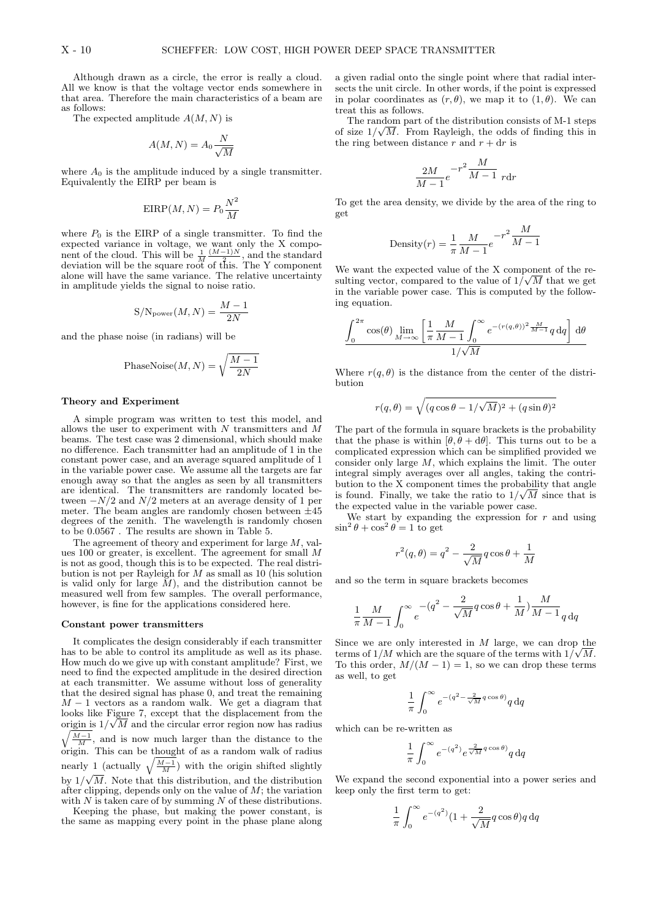Although drawn as a circle, the error is really a cloud. All we know is that the voltage vector ends somewhere in that area. Therefore the main characteristics of a beam are as follows:

The expected amplitude $A(M, N)$ is

$$A(M,N) = A_0 \frac{N}{\sqrt{M}}$$

where $A_0$ is the amplitude induced by a single transmitter. Equivalently the EIRP per beam is

$$\text{EIRP}(M,N) = P_0 \frac{N^2}{M}$$

where $P_0$ is the EIRP of a single transmitter. To find the expected variance in voltage, we want only the X component of the cloud. This will be $\frac{1}{M}\frac{(M-1)N}{2}$, and the standard deviation will be the square root of this. The Y component alone will have the same variance. The relative uncertainty in amplitude yields the signal to noise ratio.

$$\text{S/N}_{\text{power}}(M,N) = \frac{M-1}{2N}$$

and the phase noise (in radians) will be

$$\text{PhaseNoise}(M,N) = \sqrt{\frac{M-1}{2N}}$$

### Theory and Experiment

A simple program was written to test this model, and allows the user to experiment with $N$ transmitters and $M$ beams. The test case was 2 dimensional, which should make no difference. Each transmitter had an amplitude of 1 in the constant power case, and an average squared amplitude of 1 in the variable power case. We assume all the targets are far enough away so that the angles as seen by all transmitters are identical. The transmitters are randomly located between $-N/2$ and $N/2$ meters at an average density of 1 per meter. The beam angles are randomly chosen between $\pm 45$ degrees of the zenith. The wavelength is randomly chosen to be 0.0567 . The results are shown in Table 5.

The agreement of theory and experiment for large $M$, values 100 or greater, is excellent. The agreement for small $M$ is not as good, though this is to be expected. The real distribution is not per Rayleigh for $M$ as small as 10 (his solution is valid only for large $M$), and the distribution cannot be measured well from few samples. The overall performance, however, is fine for the applications considered here.

### Constant power transmitters

It complicates the design considerably if each transmitter has to be able to control its amplitude as well as its phase. How much do we give up with constant amplitude? First, we need to find the expected amplitude in the desired direction at each transmitter. We assume without loss of generality that the desired signal has phase 0, and treat the remaining $M-1$ vectors as a random walk. We get a diagram that looks like Figure 7, except that the displacement from the origin is $1/\sqrt{M}$ and the circular error region now has radius $\sqrt{\frac{M-1}{M}}$, and is now much larger than the distance to the origin. This can be thought of as a random walk of radius nearly 1 (actually $\sqrt{\frac{M-1}{M}}$) with the origin shifted slightly by $1/\sqrt{M}$. Note that this distribution, and the distribution after clipping, depends only on the value of $M$; the variation with $N$ is taken care of by summing $N$ of these distributions.

Keeping the phase, but making the power constant, is the same as mapping every point in the phase plane along a given radial onto the single point where that radial intersects the unit circle. In other words, if the point is expressed in polar coordinates as $(r, \theta)$, we map it to $(1, \theta)$. We can treat this as follows.

The random part of the distribution consists of M-1 steps of size $1/\sqrt{M}$. From Rayleigh, the odds of finding this in the ring between distance $r$ and $r + \mathrm{d}r$ is

$$\frac{2M}{M-1} e^{-r^2 \frac{M}{M-1}} r\mathrm{d}r$$

To get the area density, we divide by the area of the ring to get

$$\text{Density}(r) = \frac{1}{\pi}\frac{M}{M-1} e^{-r^2 \frac{M}{M-1}}$$

We want the expected value of the X component of the resulting vector, compared to the value of $1/\sqrt{M}$ that we get in the variable power case. This is computed by the following equation.

$$\frac{\int_0^{2\pi} \cos(\theta) \lim_{M\to\infty} \left[ \frac{1}{\pi}\frac{M}{M-1} \int_0^{\infty} e^{-(r(q,\theta))^2 \frac{M}{M-1}} q\,\mathrm{d}q \right] \mathrm{d}\theta}{1/\sqrt{M}}$$

Where $r(q, \theta)$ is the distance from the center of the distribution

$$r(q,\theta) = \sqrt{(q\cos\theta - 1/\sqrt{M})^2 + (q\sin\theta)^2}$$

The part of the formula in square brackets is the probability that the phase is within $[\theta, \theta + \mathrm{d}\theta]$. This turns out to be a complicated expression which can be simplified provided we consider only large $M$, which explains the limit. The outer integral simply averages over all angles, taking the contribution to the X component times the probability that angle is found. Finally, we take the ratio to $1/\sqrt{M}$ since that is the expected value in the variable power case.

We start by expanding the expression for $r$ and using $\sin^2\theta + \cos^2\theta = 1$ to get

$$r^2(q,\theta) = q^2 - \frac{2}{\sqrt{M}} q\cos\theta + \frac{1}{M}$$

and so the term in square brackets becomes

$$\frac{1}{\pi}\frac{M}{M-1}\int_0^{\infty} e^{-(q^2 - \frac{2}{\sqrt{M}}q\cos\theta + \frac{1}{M})\frac{M}{M-1}} q\,\mathrm{d}q$$

Since we are only interested in $M$ large, we can drop the terms of $1/M$ which are the square of the terms with $1/\sqrt{M}$. To this order, $M/(M-1) = 1$, so we can drop these terms as well, to get

$$\frac{1}{\pi}\int_0^{\infty} e^{-(q^2 - \frac{2}{\sqrt{M}}q\cos\theta)} q\,\mathrm{d}q$$

which can be re-written as

$$\frac{1}{\pi}\int_0^{\infty} e^{-(q^2)} e^{\frac{2}{\sqrt{M}}q\cos\theta} q\,\mathrm{d}q$$

We expand the second exponential into a power series and keep only the first term to get:

$$\frac{1}{\pi}\int_0^{\infty} e^{-(q^2)} \left(1 + \frac{2}{\sqrt{M}} q\cos\theta\right) q\,\mathrm{d}q$$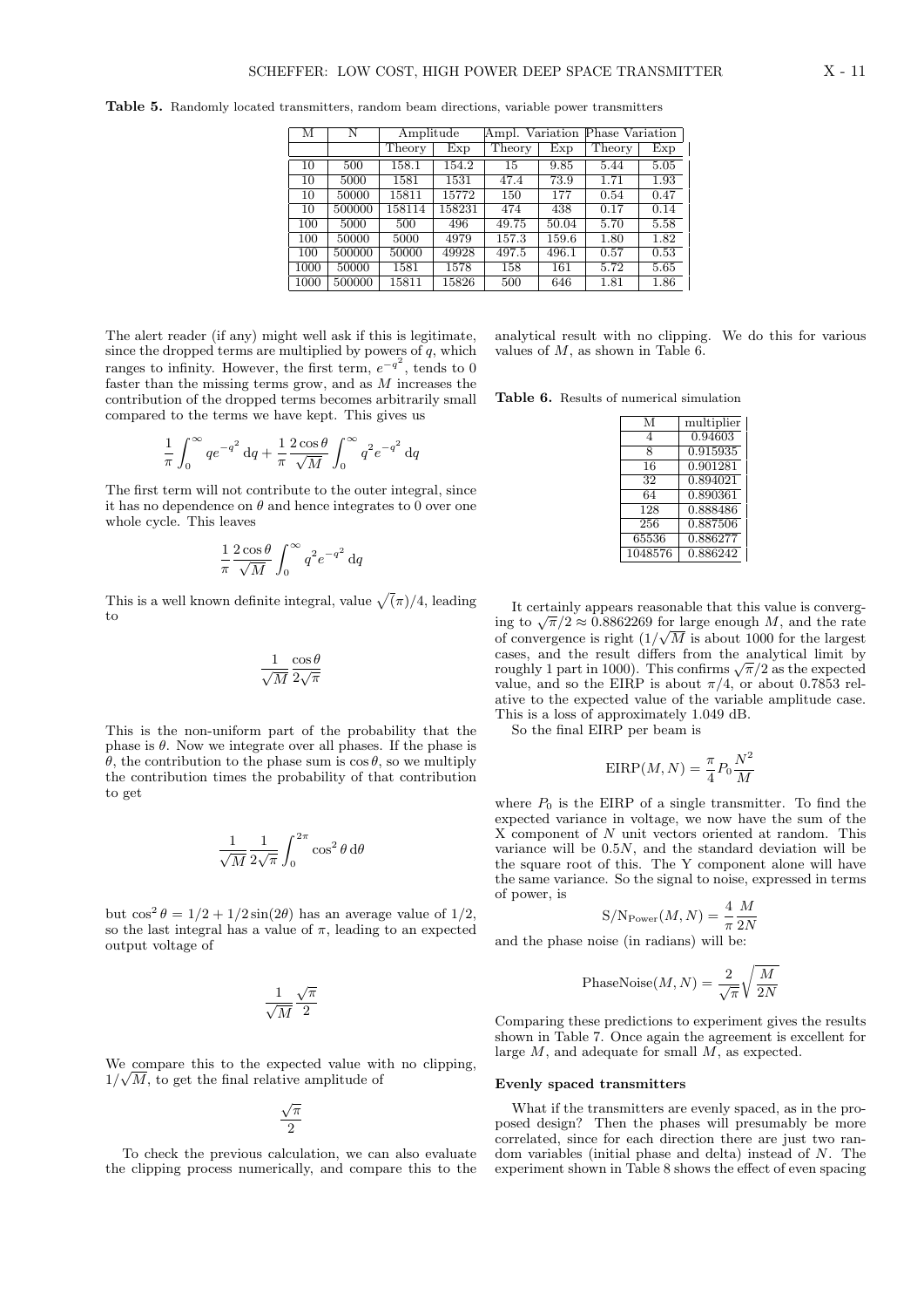**Table 5.** Randomly located transmitters, random beam directions, variable power transmitters

| M | N | Amplitude | | Ampl. Variation | | Phase Variation | |
|---|---|---|---|---|---|---|---|
| | | Theory | Exp | Theory | Exp | Theory | Exp |
| 10 | 500 | 158.1 | 154.2 | 15 | 9.85 | 5.44 | 5.05 |
| 10 | 5000 | 1581 | 1531 | 47.4 | 73.9 | 1.71 | 1.93 |
| 10 | 50000 | 15811 | 15772 | 150 | 177 | 0.54 | 0.47 |
| 10 | 500000 | 158114 | 158231 | 474 | 438 | 0.17 | 0.14 |
| 100 | 5000 | 500 | 496 | 49.75 | 50.04 | 5.70 | 5.58 |
| 100 | 50000 | 5000 | 4979 | 157.3 | 159.6 | 1.80 | 1.82 |
| 100 | 500000 | 50000 | 49928 | 497.5 | 496.1 | 0.57 | 0.53 |
| 1000 | 50000 | 1581 | 1578 | 158 | 161 | 5.72 | 5.65 |
| 1000 | 500000 | 15811 | 15826 | 500 | 646 | 1.81 | 1.86 |

The alert reader (if any) might well ask if this is legitimate, since the dropped terms are multiplied by powers of $q$, which ranges to infinity. However, the first term, $e^{-q^2}$, tends to 0 faster than the missing terms grow, and as $M$ increases the contribution of the dropped terms becomes arbitrarily small compared to the terms we have kept. This gives us

$$\frac{1}{\pi}\int_0^\infty q e^{-q^2}\,\mathrm{d}q + \frac{1}{\pi}\frac{2\cos\theta}{\sqrt{M}}\int_0^\infty q^2 e^{-q^2}\,\mathrm{d}q$$

The first term will not contribute to the outer integral, since it has no dependence on $\theta$ and hence integrates to 0 over one whole cycle. This leaves

$$\frac{1}{\pi}\frac{2\cos\theta}{\sqrt{M}}\int_0^\infty q^2 e^{-q^2}\,\mathrm{d}q$$

This is a well known definite integral, value $\sqrt{(}\pi)/4$, leading to

$$\frac{1}{\sqrt{M}}\frac{\cos\theta}{2\sqrt{\pi}}$$

This is the non-uniform part of the probability that the phase is $\theta$. Now we integrate over all phases. If the phase is $\theta$, the contribution to the phase sum is $\cos\theta$, so we multiply the contribution times the probability of that contribution to get

$$\frac{1}{\sqrt{M}}\frac{1}{2\sqrt{\pi}}\int_0^{2\pi}\cos^2\theta\,\mathrm{d}\theta$$

but $\cos^2\theta = 1/2 + 1/2\sin(2\theta)$ has an average value of 1/2, so the last integral has a value of $\pi$, leading to an expected output voltage of

$$\frac{1}{\sqrt{M}}\frac{\sqrt{\pi}}{2}$$

We compare this to the expected value with no clipping, $1/\sqrt{M}$, to get the final relative amplitude of

$$\frac{\sqrt{\pi}}{2}$$

To check the previous calculation, we can also evaluate the clipping process numerically, and compare this to the analytical result with no clipping. We do this for various values of $M$, as shown in Table 6.

**Table 6.** Results of numerical simulation

| M | multiplier |
|---|---|
| 4 | 0.94603 |
| 8 | 0.915935 |
| 16 | 0.901281 |
| 32 | 0.894021 |
| 64 | 0.890361 |
| 128 | 0.888486 |
| 256 | 0.887506 |
| 65536 | 0.886277 |
| 1048576 | 0.886242 |

It certainly appears reasonable that this value is converging to $\sqrt{\pi}/2 \approx 0.8862269$ for large enough $M$, and the rate of convergence is right ($1/\sqrt{M}$ is about 1000 for the largest cases, and the result differs from the analytical limit by roughly 1 part in 1000). This confirms $\sqrt{\pi}/2$ as the expected value, and so the EIRP is about $\pi/4$, or about 0.7853 relative to the expected value of the variable amplitude case. This is a loss of approximately 1.049 dB.

So the final EIRP per beam is

$$\mathrm{EIRP}(M,N) = \frac{\pi}{4}P_0\frac{N^2}{M}$$

where $P_0$ is the EIRP of a single transmitter. To find the expected variance in voltage, we now have the sum of the X component of $N$ unit vectors oriented at random. This variance will be $0.5N$, and the standard deviation will be the square root of this. The Y component alone will have the same variance. So the signal to noise, expressed in terms of power, is

$$\mathrm{S/N_{Power}}(M,N) = \frac{4}{\pi}\frac{M}{2N}$$

and the phase noise (in radians) will be:

$$\mathrm{PhaseNoise}(M,N) = \frac{2}{\sqrt{\pi}}\sqrt{\frac{M}{2N}}$$

Comparing these predictions to experiment gives the results shown in Table 7. Once again the agreement is excellent for large $M$, and adequate for small $M$, as expected.

### Evenly spaced transmitters

What if the transmitters are evenly spaced, as in the proposed design? Then the phases will presumably be more correlated, since for each direction there are just two random variables (initial phase and delta) instead of $N$. The experiment shown in Table 8 shows the effect of even spacing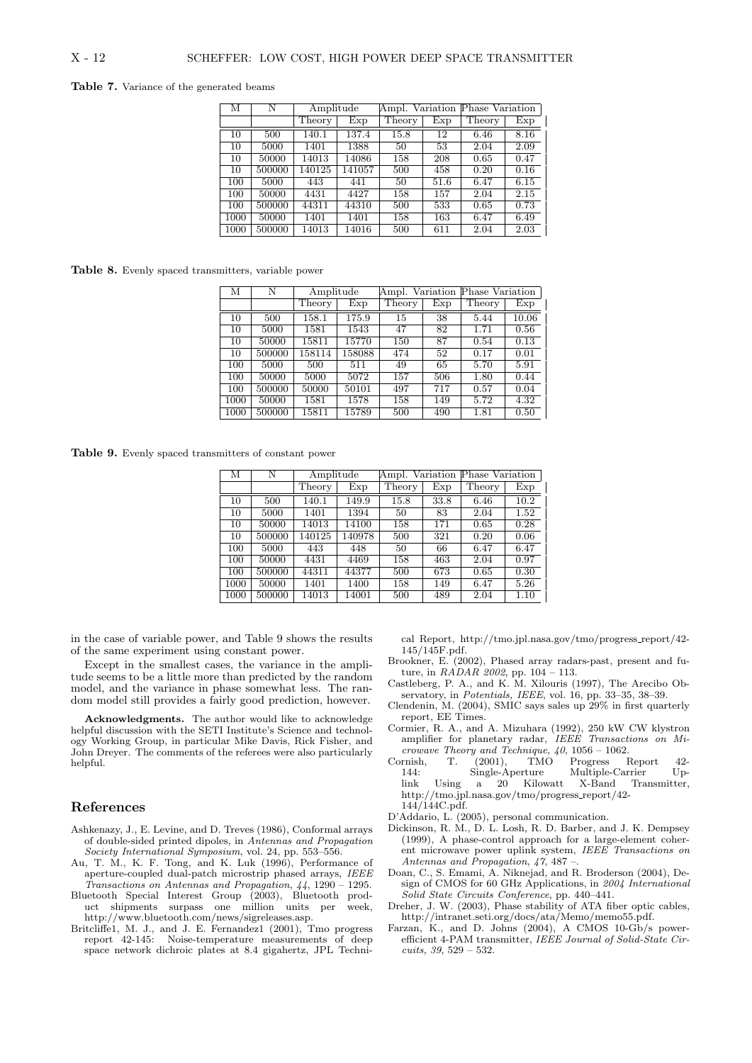**Table 7.** Variance of the generated beams

| M | N | Amplitude | | Ampl. Variation | | Phase Variation | |
|---|---|---|---|---|---|---|---|
| | | Theory | Exp | Theory | Exp | Theory | Exp |
| 10 | 500 | 140.1 | 137.4 | 15.8 | 12 | 6.46 | 8.16 |
| 10 | 5000 | 1401 | 1388 | 50 | 53 | 2.04 | 2.09 |
| 10 | 50000 | 14013 | 14086 | 158 | 208 | 0.65 | 0.47 |
| 10 | 500000 | 140125 | 141057 | 500 | 458 | 0.20 | 0.16 |
| 100 | 5000 | 443 | 441 | 50 | 51.6 | 6.47 | 6.15 |
| 100 | 50000 | 4431 | 4427 | 158 | 157 | 2.04 | 2.15 |
| 100 | 500000 | 44311 | 44310 | 500 | 533 | 0.65 | 0.73 |
| 1000 | 50000 | 1401 | 1401 | 158 | 163 | 6.47 | 6.49 |
| 1000 | 500000 | 14013 | 14016 | 500 | 611 | 2.04 | 2.03 |

**Table 8.** Evenly spaced transmitters, variable power

| M | N | Amplitude | | Ampl. Variation | | Phase Variation | |
|---|---|---|---|---|---|---|---|
| | | Theory | Exp | Theory | Exp | Theory | Exp |
| 10 | 500 | 158.1 | 175.9 | 15 | 38 | 5.44 | 10.06 |
| 10 | 5000 | 1581 | 1543 | 47 | 82 | 1.71 | 0.56 |
| 10 | 50000 | 15811 | 15770 | 150 | 87 | 0.54 | 0.13 |
| 10 | 500000 | 158114 | 158088 | 474 | 52 | 0.17 | 0.01 |
| 100 | 5000 | 500 | 511 | 49 | 65 | 5.70 | 5.91 |
| 100 | 50000 | 5000 | 5072 | 157 | 506 | 1.80 | 0.44 |
| 100 | 500000 | 50000 | 50101 | 497 | 717 | 0.57 | 0.04 |
| 1000 | 50000 | 1581 | 1578 | 158 | 149 | 5.72 | 4.32 |
| 1000 | 500000 | 15811 | 15789 | 500 | 490 | 1.81 | 0.50 |

**Table 9.** Evenly spaced transmitters of constant power

| M | N | Amplitude | | Ampl. Variation | | Phase Variation | |
|---|---|---|---|---|---|---|---|
| | | Theory | Exp | Theory | Exp | Theory | Exp |
| 10 | 500 | 140.1 | 149.9 | 15.8 | 33.8 | 6.46 | 10.2 |
| 10 | 5000 | 1401 | 1394 | 50 | 83 | 2.04 | 1.52 |
| 10 | 50000 | 14013 | 14100 | 158 | 171 | 0.65 | 0.28 |
| 10 | 500000 | 140125 | 140978 | 500 | 321 | 0.20 | 0.06 |
| 100 | 5000 | 443 | 448 | 50 | 66 | 6.47 | 6.47 |
| 100 | 50000 | 4431 | 4469 | 158 | 463 | 2.04 | 0.97 |
| 100 | 500000 | 44311 | 44377 | 500 | 673 | 0.65 | 0.30 |
| 1000 | 50000 | 1401 | 1400 | 158 | 149 | 6.47 | 5.26 |
| 1000 | 500000 | 14013 | 14001 | 500 | 489 | 2.04 | 1.10 |

in the case of variable power, and Table 9 shows the results of the same experiment using constant power.

Except in the smallest cases, the variance in the amplitude seems to be a little more than predicted by the random model, and the variance in phase somewhat less. The random model still provides a fairly good prediction, however.

**Acknowledgments.** The author would like to acknowledge helpful discussion with the SETI Institute's Science and technology Working Group, in particular Mike Davis, Rick Fisher, and John Dreyer. The comments of the referees were also particularly helpful.

## References

Ashkenazy, J., E. Levine, and D. Treves (1986), Conformal arrays of double-sided printed dipoles, in *Antennas and Propagation Society International Symposium*, vol. 24, pp. 553–556.

Au, T. M., K. F. Tong, and K. Luk (1996), Performance of aperture-coupled dual-patch microstrip phased arrays, *IEEE Transactions on Antennas and Propagation*, *44*, 1290 – 1295.

Bluetooth Special Interest Group (2003), Bluetooth product shipments surpass one million units per week, http://www.bluetooth.com/news/sigreleases.asp.

Britcliffe1, M. J., and J. E. Fernandez1 (2001), Tmo progress report 42-145: Noise-temperature measurements of deep space network dichroic plates at 8.4 gigahertz, JPL Technical Report, http://tmo.jpl.nasa.gov/tmo/progress_report/42-145/145F.pdf.

Brookner, E. (2002), Phased array radars-past, present and future, in *RADAR 2002*, pp. 104 – 113.

Castleberg, P. A., and K. M. Xilouris (1997), The Arecibo Observatory, in *Potentials, IEEE*, vol. 16, pp. 33–35, 38–39.

Clendenin, M. (2004), SMIC says sales up 29% in first quarterly report, EE Times.

Cormier, R. A., and A. Mizuhara (1992), 250 kW CW klystron amplifier for planetary radar, *IEEE Transactions on Microwave Theory and Technique*, *40*, 1056 – 1062.

Cornish, T. (2001), TMO Progress Report 42-144: Single-Aperture Multiple-Carrier Uplink Using a 20 Kilowatt X-Band Transmitter, http://tmo.jpl.nasa.gov/tmo/progress_report/42-144/144C.pdf.

D'Addario, L. (2005), personal communication.

Dickinson, R. M., D. L. Losh, R. D. Barber, and J. K. Dempsey (1999), A phase-control approach for a large-element coherent microwave power uplink system, *IEEE Transactions on Antennas and Propagation*, *47*, 487 –.

Doan, C., S. Emami, A. Niknejad, and R. Broderson (2004), Design of CMOS for 60 GHz Applications, in *2004 International Solid State Circuits Conference*, pp. 440–441.

Dreher, J. W. (2003), Phase stability of ATA fiber optic cables, http://intranet.seti.org/docs/ata/Memo/memo55.pdf.

Farzan, K., and D. Johns (2004), A CMOS 10-Gb/s power-efficient 4-PAM transmitter, *IEEE Journal of Solid-State Circuits*, *39*, 529 – 532.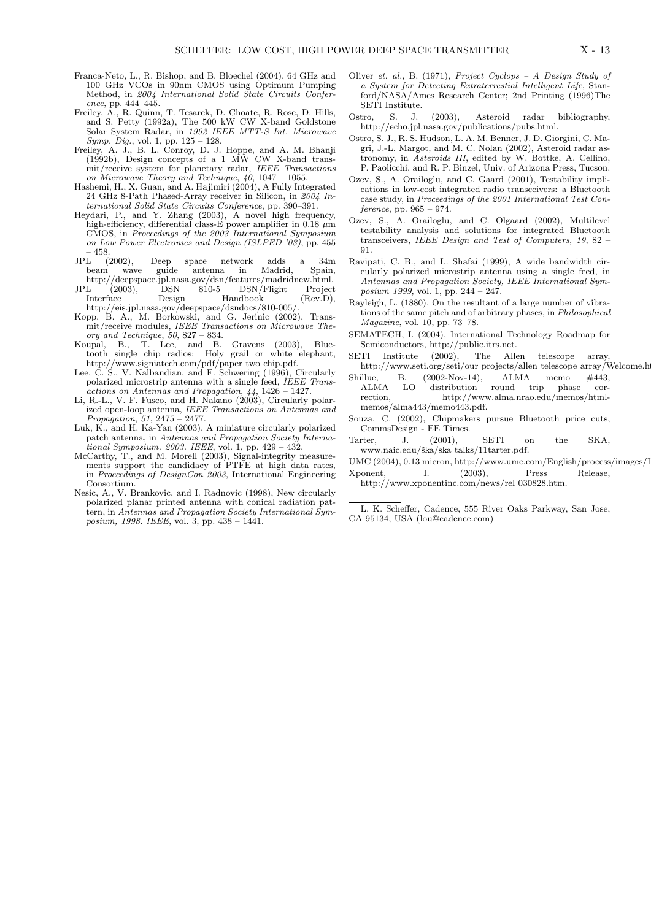Franca-Neto, L., R. Bishop, and B. Bloechel (2004), 64 GHz and 100 GHz VCOs in 90nm CMOS using Optimum Pumping Method, in *2004 International Solid State Circuits Conference*, pp. 444–445.

Freiley, A., R. Quinn, T. Tesarek, D. Choate, R. Rose, D. Hills, and S. Petty (1992a), The 500 kW CW X-band Goldstone Solar System Radar, in *1992 IEEE MTT-S Int. Microwave Symp. Dig.*, vol. 1, pp. 125 – 128.

Freiley, A. J., B. L. Conroy, D. J. Hoppe, and A. M. Bhanji (1992b), Design concepts of a 1 MW CW X-band transmit/receive system for planetary radar, *IEEE Transactions on Microwave Theory and Technique*, *40*, 1047 – 1055.

Hashemi, H., X. Guan, and A. Hajimiri (2004), A Fully Integrated 24 GHz 8-Path Phased-Array receiver in Silicon, in *2004 International Solid State Circuits Conference*, pp. 390–391.

Heydari, P., and Y. Zhang (2003), A novel high frequency, high-efficiency, differential class-E power amplifier in 0.18 $\mu$m CMOS, in *Proceedings of the 2003 International Symposium on Low Power Electronics and Design (ISLPED '03)*, pp. 455 – 458.

JPL (2002), Deep space network adds a 34m beam wave guide antenna in Madrid, Spain, http://deepspace.jpl.nasa.gov/dsn/features/madridnew.html.

JPL (2003), DSN 810-5 DSN/Flight Project Interface Design Handbook (Rev.D), http://eis.jpl.nasa.gov/deepspace/dsndocs/810-005/.

Kopp, B. A., M. Borkowski, and G. Jerinic (2002), Transmit/receive modules, *IEEE Transactions on Microwave Theory and Technique*, *50*, 827 – 834.

Koupal, B., T. Lee, and B. Gravens (2003), Bluetooth single chip radios: Holy grail or white elephant, http://www.signiatech.com/pdf/paper_two_chip.pdf.

Lee, C. S., V. Nalbandian, and F. Schwering (1996), Circularly polarized microstrip antenna with a single feed, *IEEE Transactions on Antennas and Propagation*, *44*, 1426 – 1427.

Li, R.-L., V. F. Fusco, and H. Nakano (2003), Circularly polarized open-loop antenna, *IEEE Transactions on Antennas and Propagation*, *51*, 2475 – 2477.

Luk, K., and H. Ka-Yan (2003), A miniature circularly polarized patch antenna, in *Antennas and Propagation Society International Symposium, 2003. IEEE*, vol. 1, pp. 429 – 432.

McCarthy, T., and M. Morell (2003), Signal-integrity measurements support the candidacy of PTFE at high data rates, in *Proceedings of DesignCon 2003*, International Engineering Consortium.

Nesic, A., V. Brankovic, and I. Radnovic (1998), New circularly polarized planar printed antenna with conical radiation pattern, in *Antennas and Propagation Society International Symposium, 1998. IEEE*, vol. 3, pp. 438 – 1441.

Oliver *et. al.*, B. (1971), *Project Cyclops – A Design Study of a System for Detecting Extraterrestial Intelligent Life*, Stanford/NASA/Ames Research Center; 2nd Printing (1996)The SETI Institute.

Ostro, S. J. (2003), Asteroid radar bibliography, http://echo.jpl.nasa.gov/publications/pubs.html.

Ostro, S. J., R. S. Hudson, L. A. M. Benner, J. D. Giorgini, C. Magri, J.-L. Margot, and M. C. Nolan (2002), Asteroid radar astronomy, in *Asteroids III*, edited by W. Bottke, A. Cellino, P. Paolicchi, and R. P. Binzel, Univ. of Arizona Press, Tucson.

Ozev, S., A. Orailoglu, and C. Gaard (2001), Testability implications in low-cost integrated radio transceivers: a Bluetooth case study, in *Proceedings of the 2001 International Test Conference*, pp. 965 – 974.

Ozev, S., A. Orailoglu, and C. Olgaard (2002), Multilevel testability analysis and solutions for integrated Bluetooth transceivers, *IEEE Design and Test of Computers*, *19*, 82 – 91.

Ravipati, C. B., and L. Shafai (1999), A wide bandwidth circularly polarized microstrip antenna using a single feed, in *Antennas and Propagation Society, IEEE International Symposium 1999*, vol. 1, pp. 244 – 247.

Rayleigh, L. (1880), On the resultant of a large number of vibrations of the same pitch and of arbitrary phases, in *Philosophical Magazine*, vol. 10, pp. 73–78.

SEMATECH, I. (2004), International Technology Roadmap for Semiconductors, http://public.itrs.net.

SETI Institute (2002), The Allen telescope array, http://www.seti.org/seti/our_projects/allen_telescope_array/Welcome.h

Shillue, B. (2002-Nov-14), ALMA memo #443, ALMA LO distribution round trip phase correction, http://www.alma.nrao.edu/memos/html-memos/alma443/memo443.pdf.

Souza, C. (2002), Chipmakers pursue Bluetooth price cuts, CommsDesign - EE Times.

Tarter, J. (2001), SETI on the SKA, www.naic.edu/~ska/ska_talks/11tarter.pdf.

UMC (2004), 0.13 micron, http://www.umc.com/English/process/images/I

Xponent, I. (2003), Press Release, http://www.xponentinc.com/news/rel_030828.htm.

---

L. K. Scheffer, Cadence, 555 River Oaks Parkway, San Jose, CA 95134, USA (lou@cadence.com)